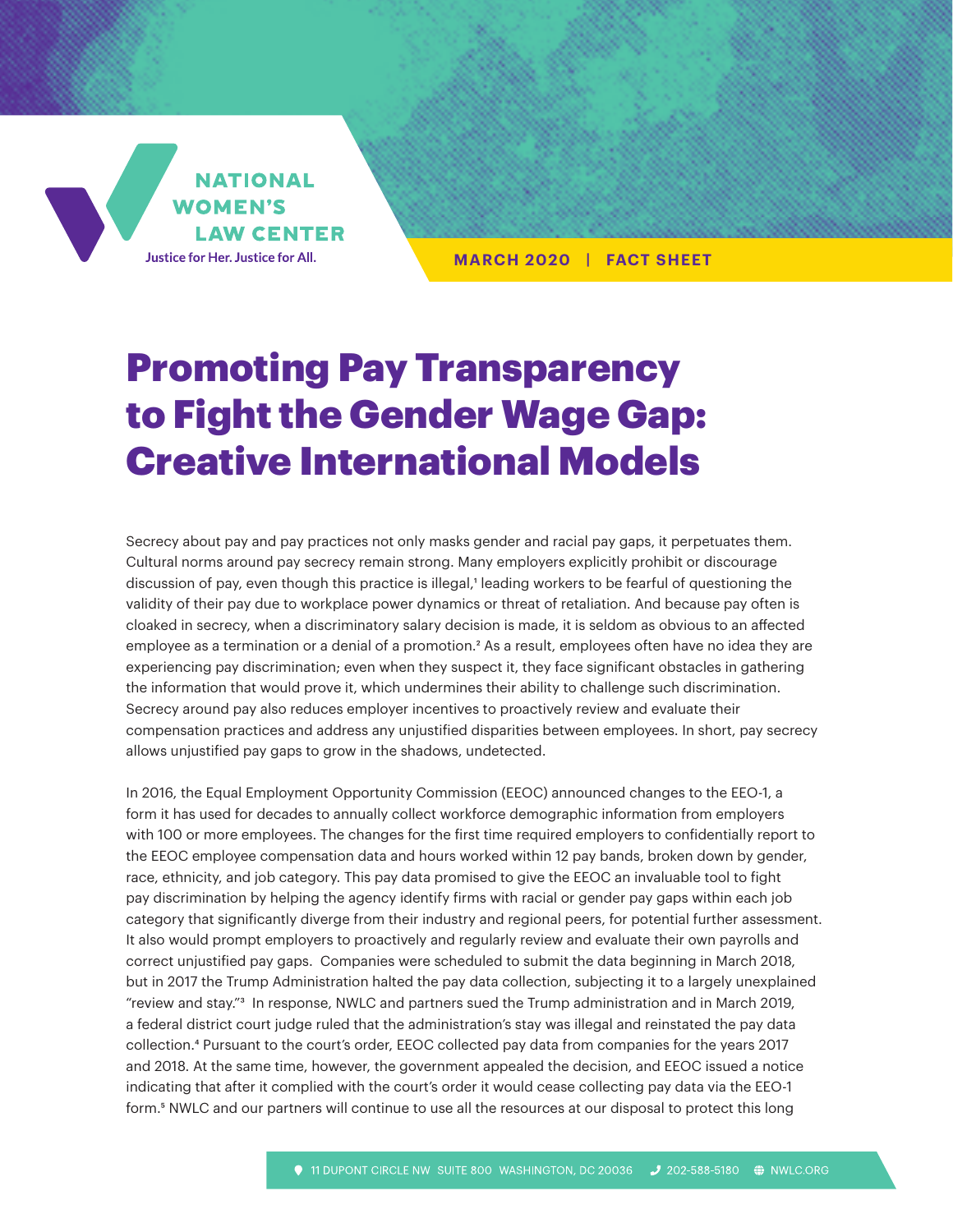NATIONAL WOMEN'S LAW CENTER

Justice for Her. Justice for All.

MARCH 2020 | FACT SHEET

# Promoting Pay Transparency to Fight the Gender Wage Gap: Creative International Models

Secrecy about pay and pay practices not only masks gender and racial pay gaps, it perpetuates them. Cultural norms around pay secrecy remain strong. Many employers explicitly prohibit or discourage discussion of pay, even though this practice is illegal,[1] leading workers to be fearful of questioning the validity of their pay due to workplace power dynamics or threat of retaliation. And because pay often is cloaked in secrecy, when a discriminatory salary decision is made, it is seldom as obvious to an affected employee as a termination or a denial of a promotion.[2] As a result, employees often have no idea they are experiencing pay discrimination; even when they suspect it, they face significant obstacles in gathering the information that would prove it, which undermines their ability to challenge such discrimination. Secrecy around pay also reduces employer incentives to proactively review and evaluate their compensation practices and address any unjustified disparities between employees. In short, pay secrecy allows unjustified pay gaps to grow in the shadows, undetected.

In 2016, the Equal Employment Opportunity Commission (EEOC) announced changes to the EEO-1, a form it has used for decades to annually collect workforce demographic information from employers with 100 or more employees. The changes for the first time required employers to confidentially report to the EEOC employee compensation data and hours worked within 12 pay bands, broken down by gender, race, ethnicity, and job category. This pay data promised to give the EEOC an invaluable tool to fight pay discrimination by helping the agency identify firms with racial or gender pay gaps within each job category that significantly diverge from their industry and regional peers, for potential further assessment. It also would prompt employers to proactively and regularly review and evaluate their own payrolls and correct unjustified pay gaps. Companies were scheduled to submit the data beginning in March 2018, but in 2017 the Trump Administration halted the pay data collection, subjecting it to a largely unexplained "review and stay."[3] In response, NWLC and partners sued the Trump administration and in March 2019, a federal district court judge ruled that the administration's stay was illegal and reinstated the pay data collection.[4] Pursuant to the court's order, EEOC collected pay data from companies for the years 2017 and 2018. At the same time, however, the government appealed the decision, and EEOC issued a notice indicating that after it complied with the court's order it would cease collecting pay data via the EEO-1 form.[5] NWLC and our partners will continue to use all the resources at our disposal to protect this long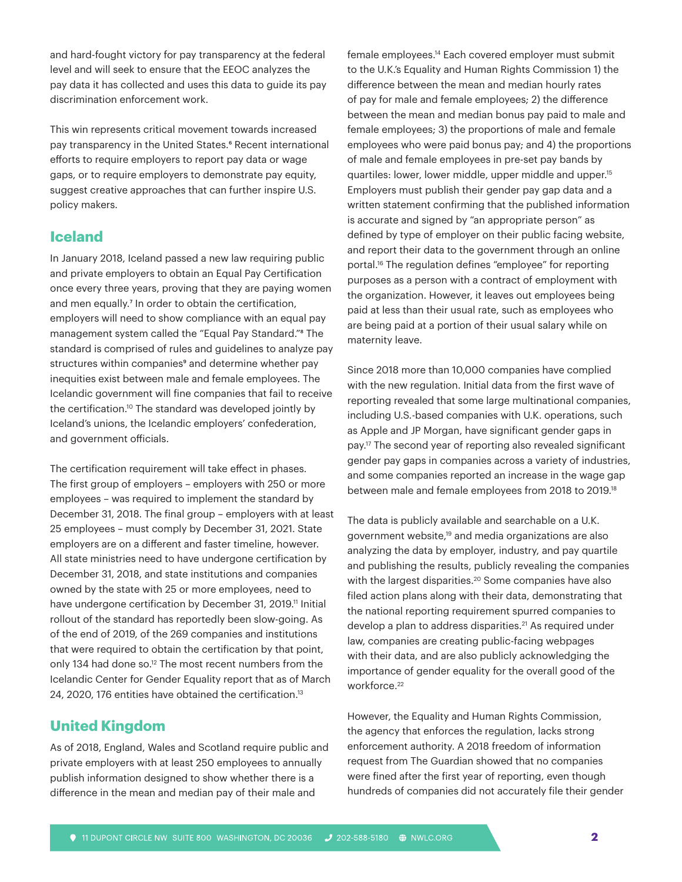and hard-fought victory for pay transparency at the federal level and will seek to ensure that the EEOC analyzes the pay data it has collected and uses this data to guide its pay discrimination enforcement work.

This win represents critical movement towards increased pay transparency in the United States.[6] Recent international efforts to require employers to report pay data or wage gaps, or to require employers to demonstrate pay equity, suggest creative approaches that can further inspire U.S. policy makers.

## Iceland

In January 2018, Iceland passed a new law requiring public and private employers to obtain an Equal Pay Certification once every three years, proving that they are paying women and men equally.[7] In order to obtain the certification, employers will need to show compliance with an equal pay management system called the "Equal Pay Standard."[8] The standard is comprised of rules and guidelines to analyze pay structures within companies[9] and determine whether pay inequities exist between male and female employees. The Icelandic government will fine companies that fail to receive the certification.[10] The standard was developed jointly by Iceland's unions, the Icelandic employers' confederation, and government officials.

The certification requirement will take effect in phases. The first group of employers – employers with 250 or more employees – was required to implement the standard by December 31, 2018. The final group – employers with at least 25 employees – must comply by December 31, 2021. State employers are on a different and faster timeline, however. All state ministries need to have undergone certification by December 31, 2018, and state institutions and companies owned by the state with 25 or more employees, need to have undergone certification by December 31, 2019.[11] Initial rollout of the standard has reportedly been slow-going. As of the end of 2019, of the 269 companies and institutions that were required to obtain the certification by that point, only 134 had done so.[12] The most recent numbers from the Icelandic Center for Gender Equality report that as of March 24, 2020, 176 entities have obtained the certification.[13]

## United Kingdom

As of 2018, England, Wales and Scotland require public and private employers with at least 250 employees to annually publish information designed to show whether there is a difference in the mean and median pay of their male and female employees.[14] Each covered employer must submit to the U.K.'s Equality and Human Rights Commission 1) the difference between the mean and median hourly rates of pay for male and female employees; 2) the difference between the mean and median bonus pay paid to male and female employees; 3) the proportions of male and female employees who were paid bonus pay; and 4) the proportions of male and female employees in pre-set pay bands by quartiles: lower, lower middle, upper middle and upper.[15] Employers must publish their gender pay gap data and a written statement confirming that the published information is accurate and signed by "an appropriate person" as defined by type of employer on their public facing website, and report their data to the government through an online portal.[16] The regulation defines "employee" for reporting purposes as a person with a contract of employment with the organization. However, it leaves out employees being paid at less than their usual rate, such as employees who are being paid at a portion of their usual salary while on maternity leave.

Since 2018 more than 10,000 companies have complied with the new regulation. Initial data from the first wave of reporting revealed that some large multinational companies, including U.S.-based companies with U.K. operations, such as Apple and JP Morgan, have significant gender gaps in pay.[17] The second year of reporting also revealed significant gender pay gaps in companies across a variety of industries, and some companies reported an increase in the wage gap between male and female employees from 2018 to 2019.[18]

The data is publicly available and searchable on a U.K. government website,[19] and media organizations are also analyzing the data by employer, industry, and pay quartile and publishing the results, publicly revealing the companies with the largest disparities.[20] Some companies have also filed action plans along with their data, demonstrating that the national reporting requirement spurred companies to develop a plan to address disparities.[21] As required under law, companies are creating public-facing webpages with their data, and are also publicly acknowledging the importance of gender equality for the overall good of the workforce.[22]

However, the Equality and Human Rights Commission, the agency that enforces the regulation, lacks strong enforcement authority. A 2018 freedom of information request from The Guardian showed that no companies were fined after the first year of reporting, even though hundreds of companies did not accurately file their gender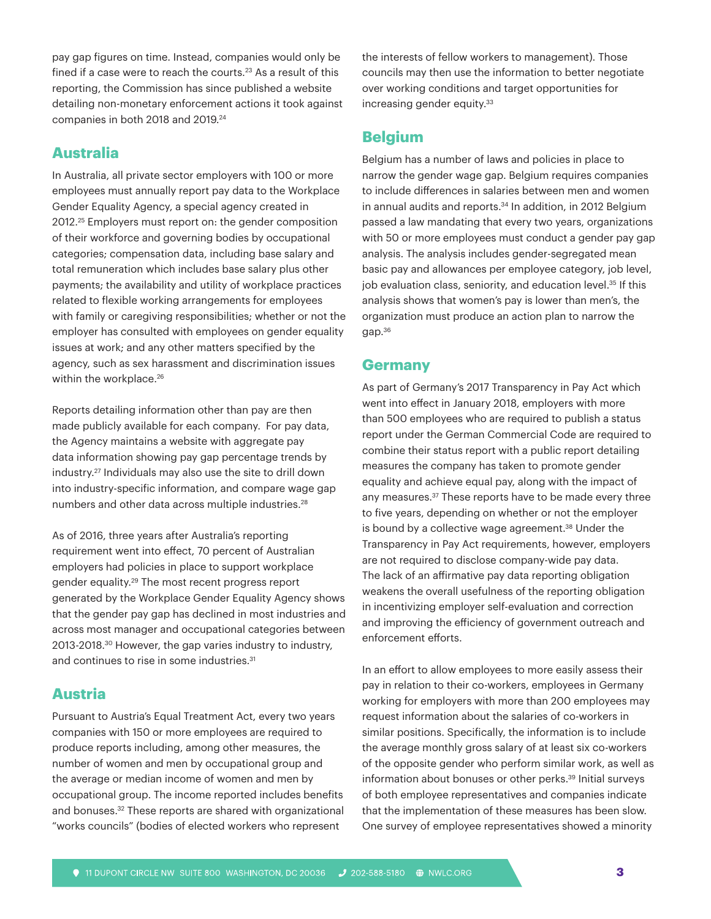pay gap figures on time. Instead, companies would only be fined if a case were to reach the courts.[23] As a result of this reporting, the Commission has since published a website detailing non-monetary enforcement actions it took against companies in both 2018 and 2019.[24]

## Australia

In Australia, all private sector employers with 100 or more employees must annually report pay data to the Workplace Gender Equality Agency, a special agency created in 2012.[25] Employers must report on: the gender composition of their workforce and governing bodies by occupational categories; compensation data, including base salary and total remuneration which includes base salary plus other payments; the availability and utility of workplace practices related to flexible working arrangements for employees with family or caregiving responsibilities; whether or not the employer has consulted with employees on gender equality issues at work; and any other matters specified by the agency, such as sex harassment and discrimination issues within the workplace.[26]

Reports detailing information other than pay are then made publicly available for each company. For pay data, the Agency maintains a website with aggregate pay data information showing pay gap percentage trends by industry.[27] Individuals may also use the site to drill down into industry-specific information, and compare wage gap numbers and other data across multiple industries.[28]

As of 2016, three years after Australia's reporting requirement went into effect, 70 percent of Australian employers had policies in place to support workplace gender equality.[29] The most recent progress report generated by the Workplace Gender Equality Agency shows that the gender pay gap has declined in most industries and across most manager and occupational categories between 2013-2018.[30] However, the gap varies industry to industry, and continues to rise in some industries.[31]

## Austria

Pursuant to Austria's Equal Treatment Act, every two years companies with 150 or more employees are required to produce reports including, among other measures, the number of women and men by occupational group and the average or median income of women and men by occupational group. The income reported includes benefits and bonuses.[32] These reports are shared with organizational "works councils" (bodies of elected workers who represent the interests of fellow workers to management). Those councils may then use the information to better negotiate over working conditions and target opportunities for increasing gender equity.[33]

## Belgium

Belgium has a number of laws and policies in place to narrow the gender wage gap. Belgium requires companies to include differences in salaries between men and women in annual audits and reports.[34] In addition, in 2012 Belgium passed a law mandating that every two years, organizations with 50 or more employees must conduct a gender pay gap analysis. The analysis includes gender-segregated mean basic pay and allowances per employee category, job level, job evaluation class, seniority, and education level.[35] If this analysis shows that women's pay is lower than men's, the organization must produce an action plan to narrow the gap.[36]

## Germany

As part of Germany's 2017 Transparency in Pay Act which went into effect in January 2018, employers with more than 500 employees who are required to publish a status report under the German Commercial Code are required to combine their status report with a public report detailing measures the company has taken to promote gender equality and achieve equal pay, along with the impact of any measures.[37] These reports have to be made every three to five years, depending on whether or not the employer is bound by a collective wage agreement.[38] Under the Transparency in Pay Act requirements, however, employers are not required to disclose company-wide pay data. The lack of an affirmative pay data reporting obligation weakens the overall usefulness of the reporting obligation in incentivizing employer self-evaluation and correction and improving the efficiency of government outreach and enforcement efforts.

In an effort to allow employees to more easily assess their pay in relation to their co-workers, employees in Germany working for employers with more than 200 employees may request information about the salaries of co-workers in similar positions. Specifically, the information is to include the average monthly gross salary of at least six co-workers of the opposite gender who perform similar work, as well as information about bonuses or other perks.[39] Initial surveys of both employee representatives and companies indicate that the implementation of these measures has been slow. One survey of employee representatives showed a minority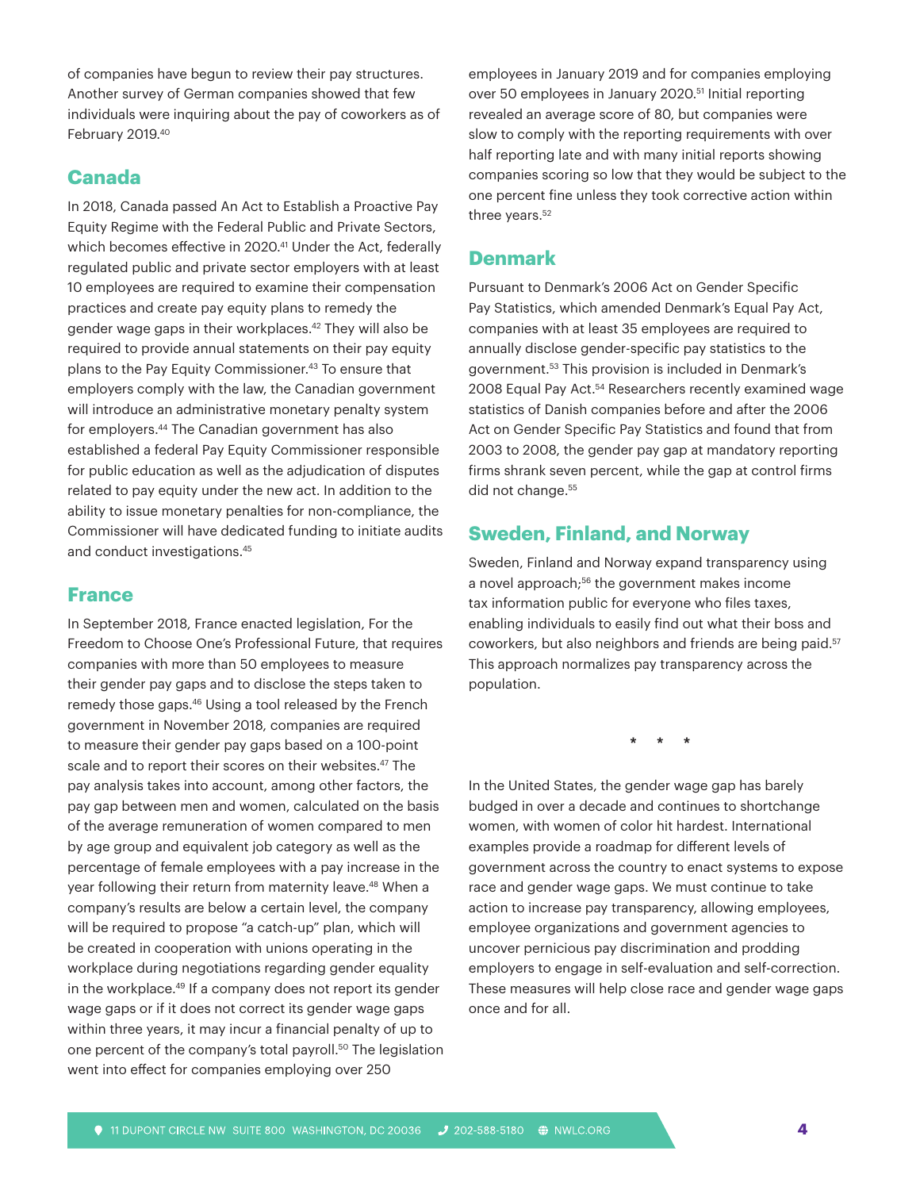of companies have begun to review their pay structures. Another survey of German companies showed that few individuals were inquiring about the pay of coworkers as of February 2019.[40]

## Canada

In 2018, Canada passed An Act to Establish a Proactive Pay Equity Regime with the Federal Public and Private Sectors, which becomes effective in 2020.[41] Under the Act, federally regulated public and private sector employers with at least 10 employees are required to examine their compensation practices and create pay equity plans to remedy the gender wage gaps in their workplaces.[42] They will also be required to provide annual statements on their pay equity plans to the Pay Equity Commissioner.[43] To ensure that employers comply with the law, the Canadian government will introduce an administrative monetary penalty system for employers.[44] The Canadian government has also established a federal Pay Equity Commissioner responsible for public education as well as the adjudication of disputes related to pay equity under the new act. In addition to the ability to issue monetary penalties for non-compliance, the Commissioner will have dedicated funding to initiate audits and conduct investigations.[45]

## France

In September 2018, France enacted legislation, For the Freedom to Choose One's Professional Future, that requires companies with more than 50 employees to measure their gender pay gaps and to disclose the steps taken to remedy those gaps.[46] Using a tool released by the French government in November 2018, companies are required to measure their gender pay gaps based on a 100-point scale and to report their scores on their websites.[47] The pay analysis takes into account, among other factors, the pay gap between men and women, calculated on the basis of the average remuneration of women compared to men by age group and equivalent job category as well as the percentage of female employees with a pay increase in the year following their return from maternity leave.[48] When a company's results are below a certain level, the company will be required to propose "a catch-up" plan, which will be created in cooperation with unions operating in the workplace during negotiations regarding gender equality in the workplace.[49] If a company does not report its gender wage gaps or if it does not correct its gender wage gaps within three years, it may incur a financial penalty of up to one percent of the company's total payroll.[50] The legislation went into effect for companies employing over 250 employees in January 2019 and for companies employing over 50 employees in January 2020.[51] Initial reporting revealed an average score of 80, but companies were slow to comply with the reporting requirements with over half reporting late and with many initial reports showing companies scoring so low that they would be subject to the one percent fine unless they took corrective action within three years.[52]

## Denmark

Pursuant to Denmark's 2006 Act on Gender Specific Pay Statistics, which amended Denmark's Equal Pay Act, companies with at least 35 employees are required to annually disclose gender-specific pay statistics to the government.[53] This provision is included in Denmark's 2008 Equal Pay Act.[54] Researchers recently examined wage statistics of Danish companies before and after the 2006 Act on Gender Specific Pay Statistics and found that from 2003 to 2008, the gender pay gap at mandatory reporting firms shrank seven percent, while the gap at control firms did not change.[55]

## Sweden, Finland, and Norway

Sweden, Finland and Norway expand transparency using a novel approach;[56] the government makes income tax information public for everyone who files taxes, enabling individuals to easily find out what their boss and coworkers, but also neighbors and friends are being paid.[57] This approach normalizes pay transparency across the population.

\* \* \*

In the United States, the gender wage gap has barely budged in over a decade and continues to shortchange women, with women of color hit hardest. International examples provide a roadmap for different levels of government across the country to enact systems to expose race and gender wage gaps. We must continue to take action to increase pay transparency, allowing employees, employee organizations and government agencies to uncover pernicious pay discrimination and prodding employers to engage in self-evaluation and self-correction. These measures will help close race and gender wage gaps once and for all.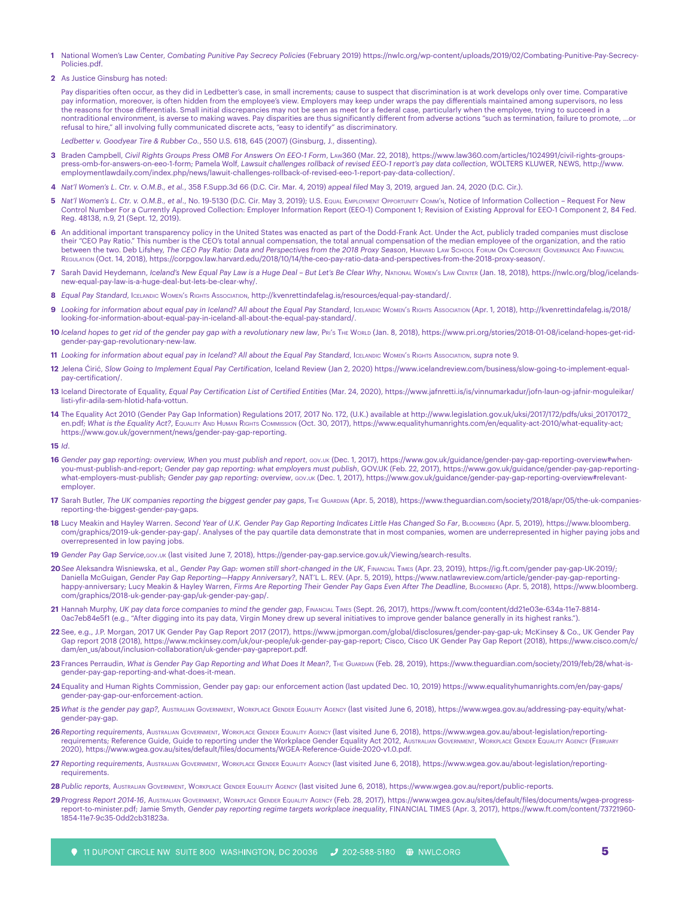**1** National Women's Law Center, *Combating Punitive Pay Secrecy Policies* (February 2019) https://nwlc.org/wp-content/uploads/2019/02/Combating-Punitive-Pay-Secrecy-Policies.pdf.

**2** As Justice Ginsburg has noted:

Pay disparities often occur, as they did in Ledbetter's case, in small increments; cause to suspect that discrimination is at work develops only over time. Comparative pay information, moreover, is often hidden from the employee's view. Employers may keep under wraps the pay differentials maintained among supervisors, no less the reasons for those differentials. Small initial discrepancies may not be seen as meet for a federal case, particularly when the employee, trying to succeed in a nontraditional environment, is averse to making waves. Pay disparities are thus significantly different from adverse actions "such as termination, failure to promote, …or refusal to hire," all involving fully communicated discrete acts, "easy to identify" as discriminatory.

*Ledbetter v. Goodyear Tire & Rubber Co.*, 550 U.S. 618, 645 (2007) (Ginsburg, J., dissenting).

**3** Braden Campbell, *Civil Rights Groups Press OMB For Answers On EEO-1 Form*, Law360 (Mar. 22, 2018), https://www.law360.com/articles/1024991/civil-rights-groups-press-omb-for-answers-on-eeo-1-form; Pamela Wolf, *Lawsuit challenges rollback of revised EEO-1 report's pay data collection*, WOLTERS KLUWER, NEWS, http://www.employmentlawdaily.com/index.php/news/lawsuit-challenges-rollback-of-revised-eeo-1-report-pay-data-collection/.

**4** *Nat'l Women's L. Ctr. v. O.M.B., et al.*, 358 F.Supp.3d 66 (D.C. Cir. Mar. 4, 2019) *appeal filed* May 3, 2019, argued Jan. 24, 2020 (D.C. Cir.).

**5** *Nat'l Women's L. Ctr. v. O.M.B., et al.*, No. 19-5130 (D.C. Cir. May 3, 2019); U.S. Equal Employment Opportunity Comm'n, Notice of Information Collection – Request For New Control Number For a Currently Approved Collection: Employer Information Report (EEO-1) Component 1; Revision of Existing Approval for EEO-1 Component 2, 84 Fed. Reg. 48138, n.9, 21 (Sept. 12, 2019).

**6** An additional important transparency policy in the United States was enacted as part of the Dodd-Frank Act. Under the Act, publicly traded companies must disclose their "CEO Pay Ratio." This number is the CEO's total annual compensation, the total annual compensation of the median employee of the organization, and the ratio between the two. Deb Lifshey, *The CEO Pay Ratio: Data and Perspectives from the 2018 Proxy Season*, Harvard Law School Forum On Corporate Governance And Financial Regulation (Oct. 14, 2018), https://corpgov.law.harvard.edu/2018/10/14/the-ceo-pay-ratio-data-and-perspectives-from-the-2018-proxy-season/.

**7** Sarah David Heydemann, *Iceland's New Equal Pay Law is a Huge Deal – But Let's Be Clear Why*, National Women's Law Center (Jan. 18, 2018), https://nwlc.org/blog/icelands-new-equal-pay-law-is-a-huge-deal-but-lets-be-clear-why/.

**8** *Equal Pay Standard*, Icelandic Women's Rights Association, http://kvenrettindafelag.is/resources/equal-pay-standard/.

**9** *Looking for information about equal pay in Iceland? All about the Equal Pay Standard*, Icelandic Women's Rights Association (Apr. 1, 2018), http://kvenrettindafelag.is/2018/looking-for-information-about-equal-pay-in-iceland-all-about-the-equal-pay-standard/.

**10** *Iceland hopes to get rid of the gender pay gap with a revolutionary new law*, Pri's The World (Jan. 8, 2018), https://www.pri.org/stories/2018-01-08/iceland-hopes-get-rid-gender-pay-gap-revolutionary-new-law.

**11** *Looking for information about equal pay in Iceland? All about the Equal Pay Standard*, Icelandic Women's Rights Association, *supra* note 9.

**12** Jelena Ćirić, *Slow Going to Implement Equal Pay Certification*, Iceland Review (Jan 2, 2020) https://www.icelandreview.com/business/slow-going-to-implement-equal-pay-certification/.

**13** Iceland Directorate of Equality, *Equal Pay Certification List of Certified Entities* (Mar. 24, 2020), https://www.jafnretti.is/is/vinnumarkadur/jofn-laun-og-jafnir-moguleikar/listi-yfir-adila-sem-hlotid-hafa-vottun.

**14** The Equality Act 2010 (Gender Pay Gap Information) Regulations 2017, 2017 No. 172, (U.K.) available at http://www.legislation.gov.uk/uksi/2017/172/pdfs/uksi_20170172_en.pdf; *What is the Equality Act?*, Equality And Human Rights Commission (Oct. 30, 2017), https://www.equalityhumanrights.com/en/equality-act-2010/what-equality-act; https://www.gov.uk/government/news/gender-pay-gap-reporting.

**15** *Id.*

**16** *Gender pay gap reporting: overview, When you must publish and report*, gov.uk (Dec. 1, 2017), https://www.gov.uk/guidance/gender-pay-gap-reporting-overview#when-you-must-publish-and-report; *Gender pay gap reporting: what employers must publish*, GOV.UK (Feb. 22, 2017), https://www.gov.uk/guidance/gender-pay-gap-reporting-what-employers-must-publish; *Gender pay gap reporting: overview*, gov.uk (Dec. 1, 2017), https://www.gov.uk/guidance/gender-pay-gap-reporting-overview#relevant-employer.

**17** Sarah Butler, *The UK companies reporting the biggest gender pay gaps*, The Guardian (Apr. 5, 2018), https://www.theguardian.com/society/2018/apr/05/the-uk-companies-reporting-the-biggest-gender-pay-gaps.

**18** Lucy Meakin and Hayley Warren. *Second Year of U.K. Gender Pay Gap Reporting Indicates Little Has Changed So Far*, Bloomberg (Apr. 5, 2019), https://www.bloomberg.com/graphics/2019-uk-gender-pay-gap/. Analyses of the pay quartile data demonstrate that in most companies, women are underrepresented in higher paying jobs and overrepresented in low paying jobs.

**19** *Gender Pay Gap Service*,gov.uk (last visited June 7, 2018), https://gender-pay-gap.service.gov.uk/Viewing/search-results.

**20** *See* Aleksandra Wisniewska, et al., *Gender Pay Gap: women still short-changed in the UK*, Financial Times (Apr. 23, 2019), https://ig.ft.com/gender pay-gap-UK-2019/; Daniella McGuigan, *Gender Pay Gap Reporting—Happy Anniversary?*, NAT'L L. REV. (Apr. 5, 2019), https://www.natlawreview.com/article/gender-pay-gap-reporting-happy-anniversary; Lucy Meakin & Hayley Warren, *Firms Are Reporting Their Gender Pay Gaps Even After The Deadline*, Bloomberg (Apr. 5, 2018), https://www.bloomberg.com/graphics/2018-uk-gender-pay-gap/uk-gender-pay-gap/.

**21** Hannah Murphy, *UK pay data force companies to mind the gender gap*, Financial Times (Sept. 26, 2017), https://www.ft.com/content/dd21e03e-634a-11e7-8814-0ac7eb84e5f1 (e.g., "After digging into its pay data, Virgin Money drew up several initiatives to improve gender balance generally in its highest ranks.").

**22** See, e.g., J.P. Morgan, 2017 UK Gender Pay Gap Report 2017 (2017), https://www.jpmorgan.com/global/disclosures/gender-pay-gap-uk; McKinsey & Co., UK Gender Pay Gap report 2018 (2018), https://www.mckinsey.com/uk/our-people/uk-gender-pay-gap-report; Cisco, Cisco UK Gender Pay Gap Report (2018), https://www.cisco.com/c/dam/en_us/about/inclusion-collaboration/uk-gender-pay-gapreport.pdf.

**23** Frances Perraudin, *What is Gender Pay Gap Reporting and What Does It Mean?*, The Guardian (Feb. 28, 2019), https://www.theguardian.com/society/2019/feb/28/what-is-gender-pay-gap-reporting-and-what-does-it-mean.

**24** Equality and Human Rights Commission, Gender pay gap: our enforcement action (last updated Dec. 10, 2019) https://www.equalityhumanrights.com/en/pay-gaps/gender-pay-gap-our-enforcement-action.

**25** *What is the gender pay gap?*, Australian Government, Workplace Gender Equality Agency (last visited June 6, 2018), https://www.wgea.gov.au/addressing-pay-equity/what-gender-pay-gap.

**26** *Reporting requirements*, Australian Government, Workplace Gender Equality Agency (last visited June 6, 2018), https://www.wgea.gov.au/about-legislation/reporting-requirements; Reference Guide, Guide to reporting under the Workplace Gender Equality Act 2012, Australian Government, Workplace Gender Equality Agency (February 2020), https://www.wgea.gov.au/sites/default/files/documents/WGEA-Reference-Guide-2020-v1.0.pdf.

**27** *Reporting requirements*, Australian Government, Workplace Gender Equality Agency (last visited June 6, 2018), https://www.wgea.gov.au/about-legislation/reporting-requirements.

**28** *Public reports*, Australian Government, Workplace Gender Equality Agency (last visited June 6, 2018), https://www.wgea.gov.au/report/public-reports.

**29** *Progress Report 2014-16*, Australian Government, Workplace Gender Equality Agency (Feb. 28, 2017), https://www.wgea.gov.au/sites/default/files/documents/wgea-progress-report-to-minister.pdf; Jamie Smyth, *Gender pay reporting regime targets workplace inequality*, FINANCIAL TIMES (Apr. 3, 2017), https://www.ft.com/content/73721960-1854-11e7-9c35-0dd2cb31823a.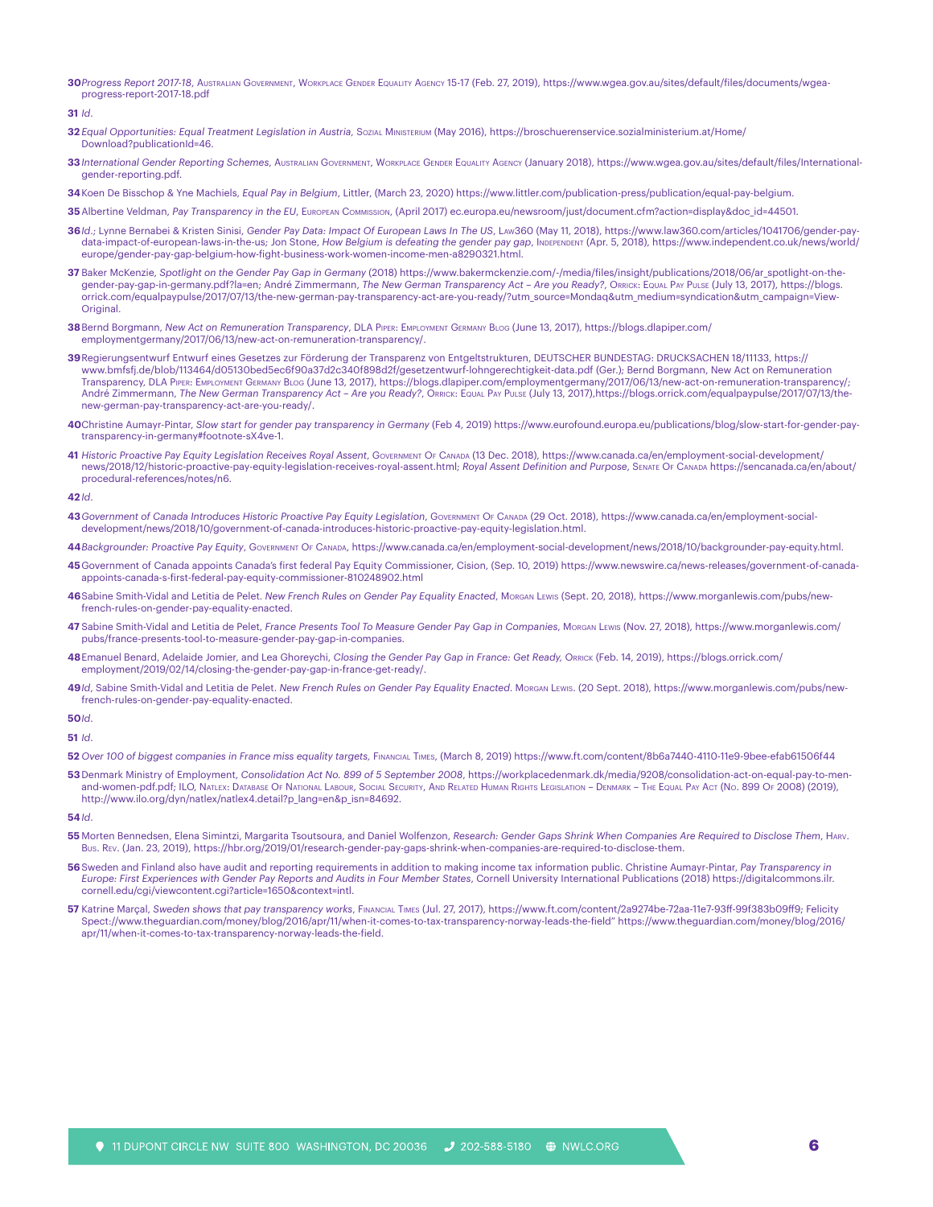30 *Progress Report 2017-18*, Australian Government, Workplace Gender Equality Agency 15-17 (Feb. 27, 2019), https://www.wgea.gov.au/sites/default/files/documents/wgea-progress-report-2017-18.pdf

31 *Id.*

32 *Equal Opportunities: Equal Treatment Legislation in Austria*, Sozial Ministerium (May 2016), https://broschuerenservice.sozialministerium.at/Home/Download?publicationId=46.

33 *International Gender Reporting Schemes*, Australian Government, Workplace Gender Equality Agency (January 2018), https://www.wgea.gov.au/sites/default/files/International-gender-reporting.pdf.

34 Koen De Bisschop & Yne Machiels, *Equal Pay in Belgium*, Littler, (March 23, 2020) https://www.littler.com/publication-press/publication/equal-pay-belgium.

35 Albertine Veldman, *Pay Transparency in the EU*, European Commission, (April 2017) ec.europa.eu/newsroom/just/document.cfm?action=display&doc_id=44501.

36 *Id.*; Lynne Bernabei & Kristen Sinisi, *Gender Pay Data: Impact Of European Laws In The US*, Law360 (May 11, 2018), https://www.law360.com/articles/1041706/gender-pay-data-impact-of-european-laws-in-the-us; Jon Stone, *How Belgium is defeating the gender pay gap*, Independent (Apr. 5, 2018), https://www.independent.co.uk/news/world/europe/gender-pay-gap-belgium-how-fight-business-work-women-income-men-a8290321.html.

37 Baker McKenzie, *Spotlight on the Gender Pay Gap in Germany* (2018) https://www.bakermckenzie.com/-/media/files/insight/publications/2018/06/ar_spotlight-on-the-gender-pay-gap-in-germany.pdf?la=en; André Zimmermann, *The New German Transparency Act – Are you Ready?*, Orrick: Equal Pay Pulse (July 13, 2017), https://blogs.orrick.com/equalpaypulse/2017/07/13/the-new-german-pay-transparency-act-are-you-ready/?utm_source=Mondaq&utm_medium=syndication&utm_campaign=View-Original.

38 Bernd Borgmann, *New Act on Remuneration Transparency*, DLA Piper: Employment Germany Blog (June 13, 2017), https://blogs.dlapiper.com/employmentgermany/2017/06/13/new-act-on-remuneration-transparency/.

39 Regierungsentwurf Entwurf eines Gesetzes zur Förderung der Transparenz von Entgeltstrukturen, DEUTSCHER BUNDESTAG: DRUCKSACHEN 18/11133, https://www.bmfsfj.de/blob/113464/d05130bed5ec6f90a37d2c340f898d2f/gesetzentwurf-lohngerechtigkeit-data.pdf (Ger.); Bernd Borgmann, New Act on Remuneration Transparency, DLA Piper: Employment Germany Blog (June 13, 2017), https://blogs.dlapiper.com/employmentgermany/2017/06/13/new-act-on-remuneration-transparency/; André Zimmermann, *The New German Transparency Act – Are you Ready?*, Orrick: Equal Pay Pulse (July 13, 2017),https://blogs.orrick.com/equalpaypulse/2017/07/13/the-new-german-pay-transparency-act-are-you-ready/.

40 Christine Aumayr-Pintar, *Slow start for gender pay transparency in Germany* (Feb 4, 2019) https://www.eurofound.europa.eu/publications/blog/slow-start-for-gender-pay-transparency-in-germany#footnote-sX4ve-1.

41 *Historic Proactive Pay Equity Legislation Receives Royal Assent*, Government Of Canada (13 Dec. 2018), https://www.canada.ca/en/employment-social-development/news/2018/12/historic-proactive-pay-equity-legislation-receives-royal-assent.html; *Royal Assent Definition and Purpose*, Senate Of Canada https://sencanada.ca/en/about/procedural-references/notes/n6.

42 *Id.*

43 *Government of Canada Introduces Historic Proactive Pay Equity Legislation*, Government Of Canada (29 Oct. 2018), https://www.canada.ca/en/employment-social-development/news/2018/10/government-of-canada-introduces-historic-proactive-pay-equity-legislation.html.

44 *Backgrounder: Proactive Pay Equity*, Government Of Canada, https://www.canada.ca/en/employment-social-development/news/2018/10/backgrounder-pay-equity.html.

45 Government of Canada appoints Canada's first federal Pay Equity Commissioner, Cision, (Sep. 10, 2019) https://www.newswire.ca/news-releases/government-of-canada-appoints-canada-s-first-federal-pay-equity-commissioner-810248902.html

46 Sabine Smith-Vidal and Letitia de Pelet. *New French Rules on Gender Pay Equality Enacted*, Morgan Lewis (Sept. 20, 2018), https://www.morganlewis.com/pubs/new-french-rules-on-gender-pay-equality-enacted.

47 Sabine Smith-Vidal and Letitia de Pelet, *France Presents Tool To Measure Gender Pay Gap in Companies*, Morgan Lewis (Nov. 27, 2018), https://www.morganlewis.com/pubs/france-presents-tool-to-measure-gender-pay-gap-in-companies.

48 Emanuel Benard, Adelaide Jomier, and Lea Ghoreychi, *Closing the Gender Pay Gap in France: Get Ready*, Orrick (Feb. 14, 2019), https://blogs.orrick.com/employment/2019/02/14/closing-the-gender-pay-gap-in-france-get-ready/.

49 *Id*, Sabine Smith-Vidal and Letitia de Pelet. *New French Rules on Gender Pay Equality Enacted*. Morgan Lewis. (20 Sept. 2018), https://www.morganlewis.com/pubs/new-french-rules-on-gender-pay-equality-enacted.

50 *Id.*

51 *Id.*

52 *Over 100 of biggest companies in France miss equality targets*, Financial Times, (March 8, 2019) https://www.ft.com/content/8b6a7440-4110-11e9-9bee-efab61506f44

53 Denmark Ministry of Employment, *Consolidation Act No. 899 of 5 September 2008*, https://workplacedenmark.dk/media/9208/consolidation-act-on-equal-pay-to-men-and-women-pdf.pdf; ILO, Natlex: Database Of National Labour, Social Security, And Related Human Rights Legislation – Denmark – The Equal Pay Act (No. 899 Of 2008) (2019), http://www.ilo.org/dyn/natlex/natlex4.detail?p_lang=en&p_isn=84692.

54 *Id.*

55 Morten Bennedsen, Elena Simintzi, Margarita Tsoutsoura, and Daniel Wolfenzon, *Research: Gender Gaps Shrink When Companies Are Required to Disclose Them*, Harv. Bus. Rev. (Jan. 23, 2019), https://hbr.org/2019/01/research-gender-pay-gaps-shrink-when-companies-are-required-to-disclose-them.

56 Sweden and Finland also have audit and reporting requirements in addition to making income tax information public. Christine Aumayr-Pintar, *Pay Transparency in Europe: First Experiences with Gender Pay Reports and Audits in Four Member States*, Cornell University International Publications (2018) https://digitalcommons.ilr.cornell.edu/cgi/viewcontent.cgi?article=1650&context=intl.

57 Katrine Marçal, *Sweden shows that pay transparency works*, Financial Times (Jul. 27, 2017), https://www.ft.com/content/2a9274be-72aa-11e7-93ff-99f383b09ff9; Felicity Spect://www.theguardian.com/money/blog/2016/apr/11/when-it-comes-to-tax-transparency-norway-leads-the-field" https://www.theguardian.com/money/blog/2016/apr/11/when-it-comes-to-tax-transparency-norway-leads-the-field.